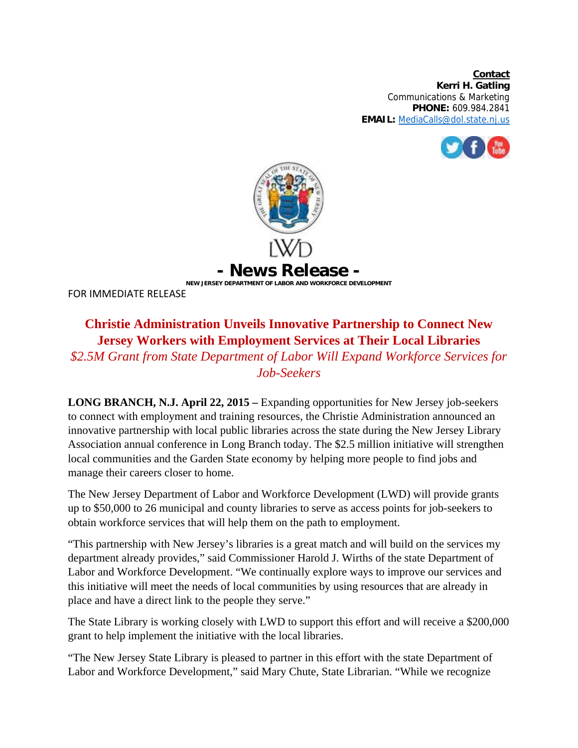**Contact**
**Kerri H. Gatling**
Communications & Marketing
**PHONE:** 609.984.2841
**EMAIL:** MediaCalls@dol.state.nj.us

LWD

# - News Release -

NEW JERSEY DEPARTMENT OF LABOR AND WORKFORCE DEVELOPMENT

FOR IMMEDIATE RELEASE

## Christie Administration Unveils Innovative Partnership to Connect New Jersey Workers with Employment Services at Their Local Libraries

*$2.5M Grant from State Department of Labor Will Expand Workforce Services for Job-Seekers*

**LONG BRANCH, N.J. April 22, 2015 –** Expanding opportunities for New Jersey job-seekers to connect with employment and training resources, the Christie Administration announced an innovative partnership with local public libraries across the state during the New Jersey Library Association annual conference in Long Branch today. The $2.5 million initiative will strengthen local communities and the Garden State economy by helping more people to find jobs and manage their careers closer to home.

The New Jersey Department of Labor and Workforce Development (LWD) will provide grants up to $50,000 to 26 municipal and county libraries to serve as access points for job-seekers to obtain workforce services that will help them on the path to employment.

"This partnership with New Jersey's libraries is a great match and will build on the services my department already provides," said Commissioner Harold J. Wirths of the state Department of Labor and Workforce Development. "We continually explore ways to improve our services and this initiative will meet the needs of local communities by using resources that are already in place and have a direct link to the people they serve."

The State Library is working closely with LWD to support this effort and will receive a $200,000 grant to help implement the initiative with the local libraries.

"The New Jersey State Library is pleased to partner in this effort with the state Department of Labor and Workforce Development," said Mary Chute, State Librarian. "While we recognize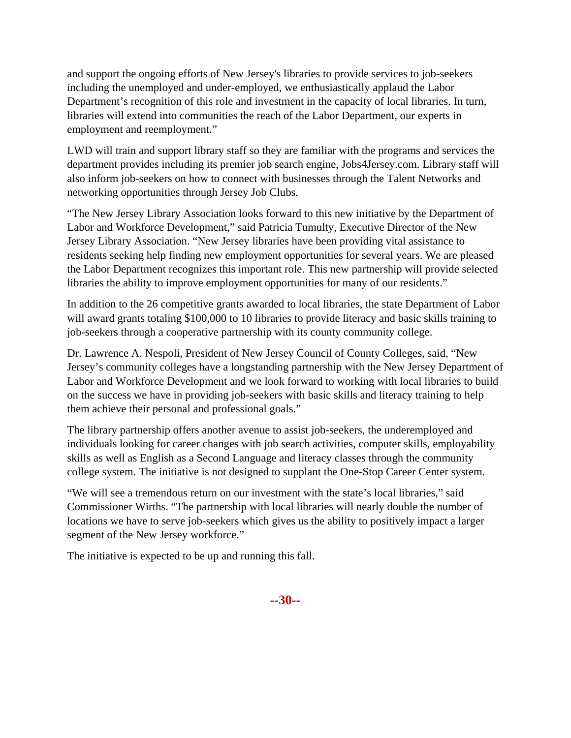and support the ongoing efforts of New Jersey's libraries to provide services to job-seekers including the unemployed and under-employed, we enthusiastically applaud the Labor Department’s recognition of this role and investment in the capacity of local libraries. In turn, libraries will extend into communities the reach of the Labor Department, our experts in employment and reemployment.”

LWD will train and support library staff so they are familiar with the programs and services the department provides including its premier job search engine, Jobs4Jersey.com. Library staff will also inform job-seekers on how to connect with businesses through the Talent Networks and networking opportunities through Jersey Job Clubs.

“The New Jersey Library Association looks forward to this new initiative by the Department of Labor and Workforce Development,” said Patricia Tumulty, Executive Director of the New Jersey Library Association. “New Jersey libraries have been providing vital assistance to residents seeking help finding new employment opportunities for several years. We are pleased the Labor Department recognizes this important role. This new partnership will provide selected libraries the ability to improve employment opportunities for many of our residents.”

In addition to the 26 competitive grants awarded to local libraries, the state Department of Labor will award grants totaling $100,000 to 10 libraries to provide literacy and basic skills training to job-seekers through a cooperative partnership with its county community college.

Dr. Lawrence A. Nespoli, President of New Jersey Council of County Colleges, said, “New Jersey’s community colleges have a longstanding partnership with the New Jersey Department of Labor and Workforce Development and we look forward to working with local libraries to build on the success we have in providing job-seekers with basic skills and literacy training to help them achieve their personal and professional goals.”

The library partnership offers another avenue to assist job-seekers, the underemployed and individuals looking for career changes with job search activities, computer skills, employability skills as well as English as a Second Language and literacy classes through the community college system. The initiative is not designed to supplant the One-Stop Career Center system.

“We will see a tremendous return on our investment with the state’s local libraries,” said Commissioner Wirths. “The partnership with local libraries will nearly double the number of locations we have to serve job-seekers which gives us the ability to positively impact a larger segment of the New Jersey workforce.”

The initiative is expected to be up and running this fall.

**--30--**